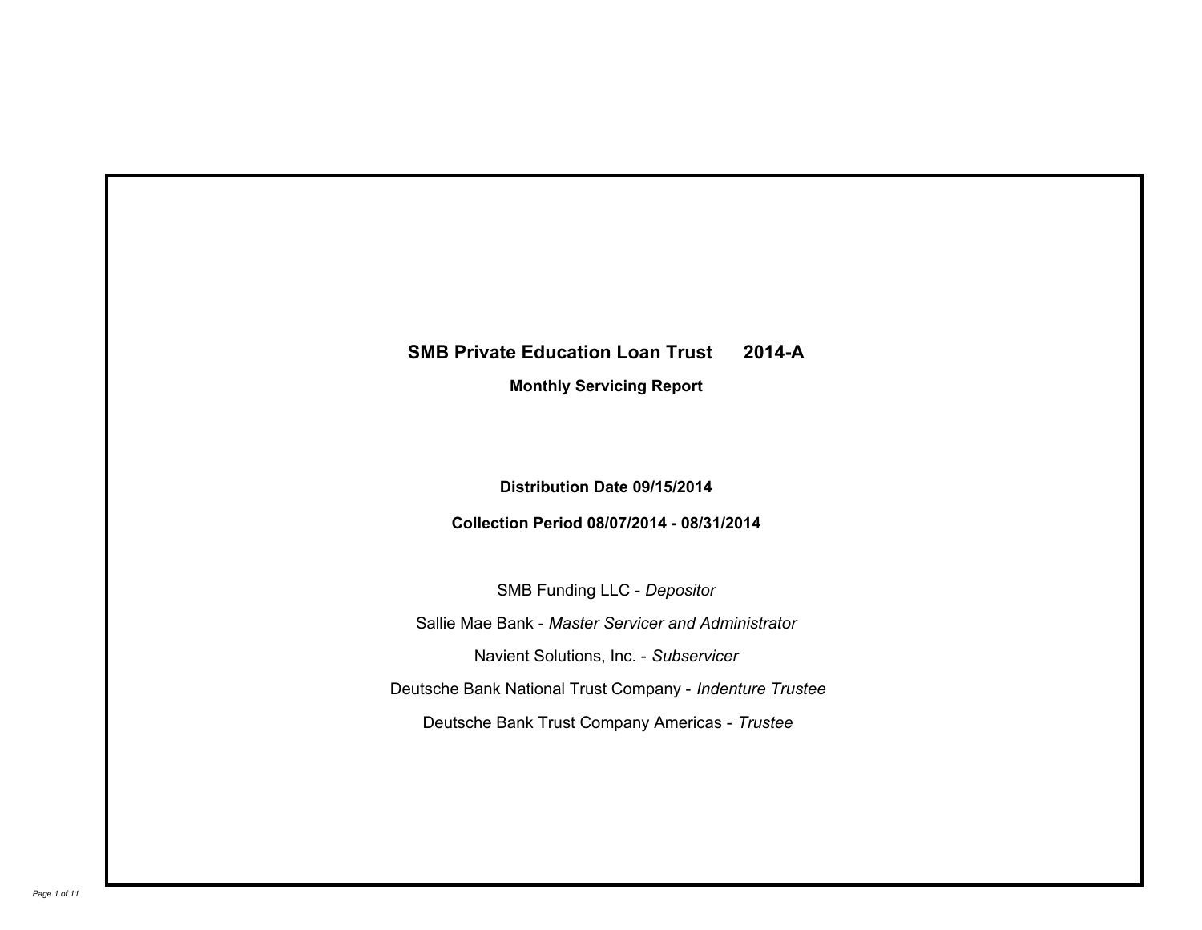# SMB Private Education Loan Trust 2014-A

## Monthly Servicing Report

**Distribution Date 09/15/2014**

**Collection Period 08/07/2014 - 08/31/2014**

SMB Funding LLC - *Depositor*

Sallie Mae Bank - *Master Servicer and Administrator*

Navient Solutions, Inc. - *Subservicer*

Deutsche Bank National Trust Company - *Indenture Trustee*

Deutsche Bank Trust Company Americas - *Trustee*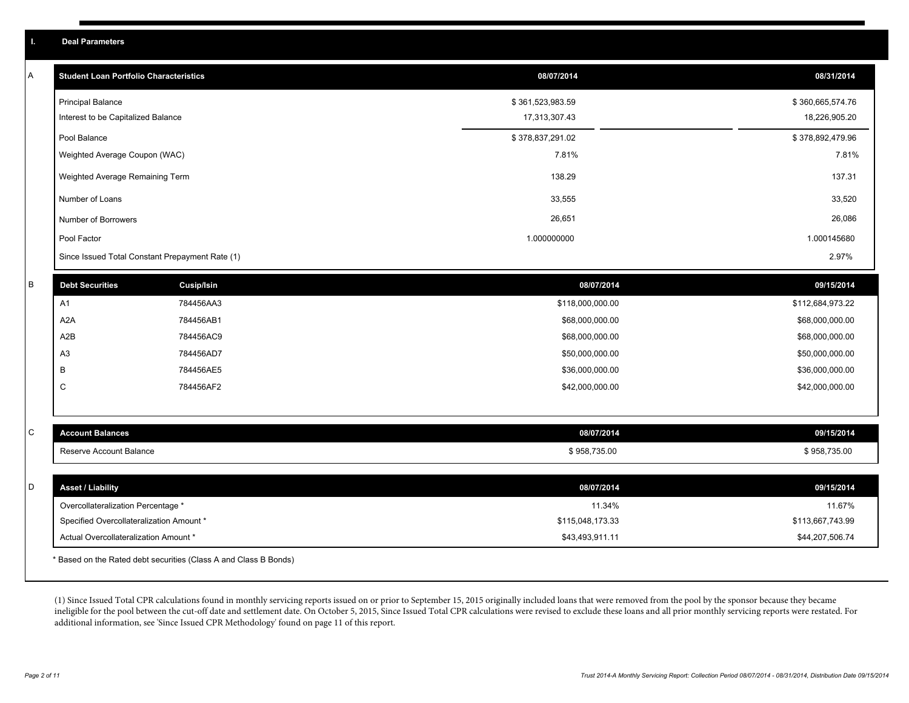## I. Deal Parameters

### A

| Student Loan Portfolio Characteristics | 08/07/2014 | 08/31/2014 |
|---|---|---|
| Principal Balance | $ 361,523,983.59 | $ 360,665,574.76 |
| Interest to be Capitalized Balance | 17,313,307.43 | 18,226,905.20 |
| Pool Balance | $ 378,837,291.02 | $ 378,892,479.96 |
| Weighted Average Coupon (WAC) | 7.81% | 7.81% |
| Weighted Average Remaining Term | 138.29 | 137.31 |
| Number of Loans | 33,555 | 33,520 |
| Number of Borrowers | 26,651 | 26,086 |
| Pool Factor | 1.000000000 | 1.000145680 |
| Since Issued Total Constant Prepayment Rate (1) | | 2.97% |

### B

| Debt Securities | Cusip/Isin | 08/07/2014 | 09/15/2014 |
|---|---|---|---|
| A1 | 784456AA3 | $118,000,000.00 | $112,684,973.22 |
| A2A | 784456AB1 | $68,000,000.00 | $68,000,000.00 |
| A2B | 784456AC9 | $68,000,000.00 | $68,000,000.00 |
| A3 | 784456AD7 | $50,000,000.00 | $50,000,000.00 |
| B | 784456AE5 | $36,000,000.00 | $36,000,000.00 |
| C | 784456AF2 | $42,000,000.00 | $42,000,000.00 |

### C

| Account Balances | 08/07/2014 | 09/15/2014 |
|---|---|---|
| Reserve Account Balance | $ 958,735.00 | $ 958,735.00 |

### D

| Asset / Liability | 08/07/2014 | 09/15/2014 |
|---|---|---|
| Overcollateralization Percentage * | 11.34% | 11.67% |
| Specified Overcollateralization Amount * | $115,048,173.33 | $113,667,743.99 |
| Actual Overcollateralization Amount * | $43,493,911.11 | $44,207,506.74 |

* Based on the Rated debt securities (Class A and Class B Bonds)

(1) Since Issued Total CPR calculations found in monthly servicing reports issued on or prior to September 15, 2015 originally included loans that were removed from the pool by the sponsor because they became ineligible for the pool between the cut-off date and settlement date. On October 5, 2015, Since Issued Total CPR calculations were revised to exclude these loans and all prior monthly servicing reports were restated. For additional information, see 'Since Issued CPR Methodology' found on page 11 of this report.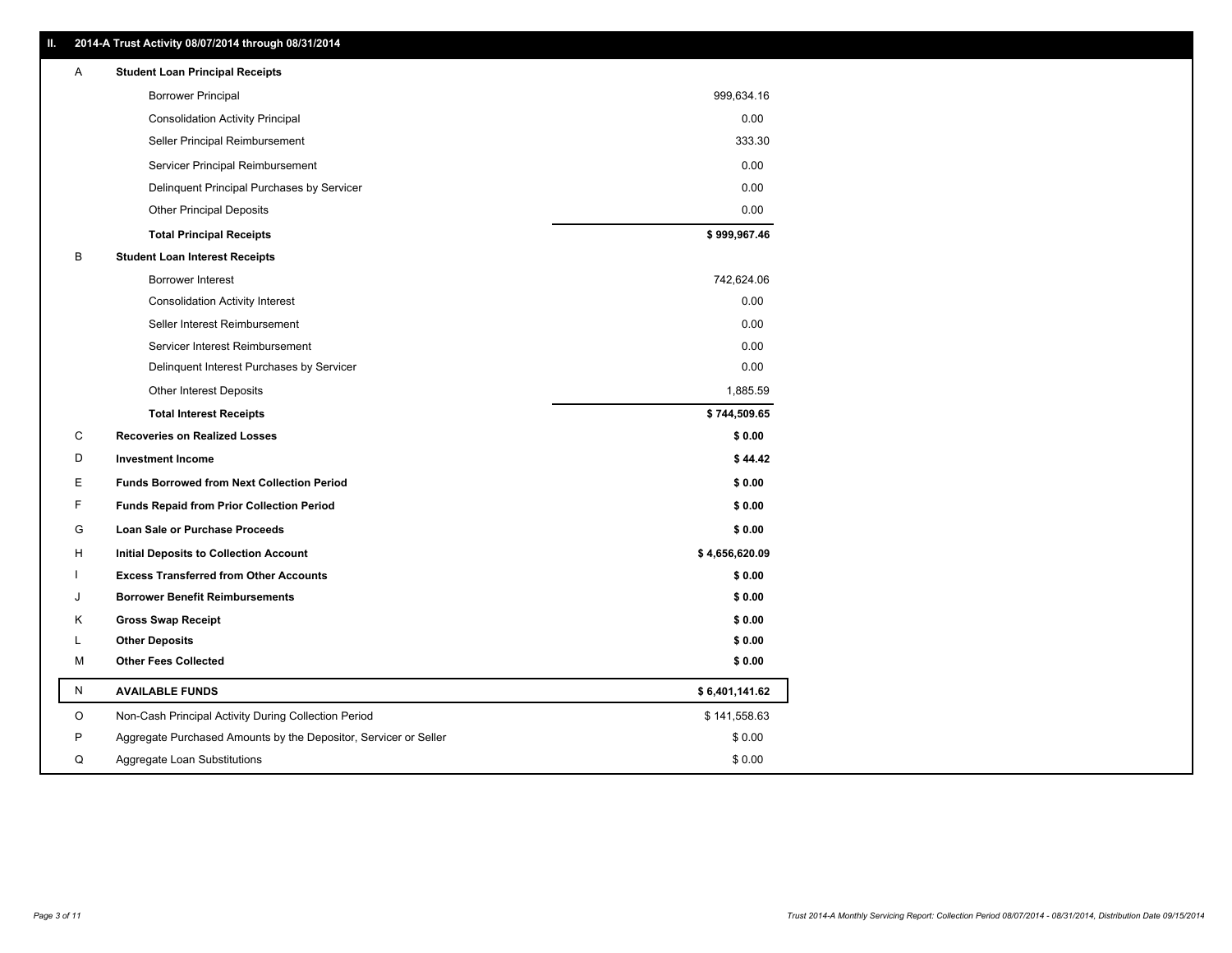## II. 2014-A Trust Activity 08/07/2014 through 08/31/2014

| | | |
|---|---|---|
| A | **Student Loan Principal Receipts** | |
| | Borrower Principal | 999,634.16 |
| | Consolidation Activity Principal | 0.00 |
| | Seller Principal Reimbursement | 333.30 |
| | Servicer Principal Reimbursement | 0.00 |
| | Delinquent Principal Purchases by Servicer | 0.00 |
| | Other Principal Deposits | 0.00 |
| | **Total Principal Receipts** | **$ 999,967.46** |
| B | **Student Loan Interest Receipts** | |
| | Borrower Interest | 742,624.06 |
| | Consolidation Activity Interest | 0.00 |
| | Seller Interest Reimbursement | 0.00 |
| | Servicer Interest Reimbursement | 0.00 |
| | Delinquent Interest Purchases by Servicer | 0.00 |
| | Other Interest Deposits | 1,885.59 |
| | **Total Interest Receipts** | **$ 744,509.65** |
| C | **Recoveries on Realized Losses** | **$ 0.00** |
| D | **Investment Income** | **$ 44.42** |
| E | **Funds Borrowed from Next Collection Period** | **$ 0.00** |
| F | **Funds Repaid from Prior Collection Period** | **$ 0.00** |
| G | **Loan Sale or Purchase Proceeds** | **$ 0.00** |
| H | **Initial Deposits to Collection Account** | **$ 4,656,620.09** |
| I | **Excess Transferred from Other Accounts** | **$ 0.00** |
| J | **Borrower Benefit Reimbursements** | **$ 0.00** |
| K | **Gross Swap Receipt** | **$ 0.00** |
| L | **Other Deposits** | **$ 0.00** |
| M | **Other Fees Collected** | **$ 0.00** |
| N | **AVAILABLE FUNDS** | **$ 6,401,141.62** |
| O | Non-Cash Principal Activity During Collection Period | $ 141,558.63 |
| P | Aggregate Purchased Amounts by the Depositor, Servicer or Seller | $ 0.00 |
| Q | Aggregate Loan Substitutions | $ 0.00 |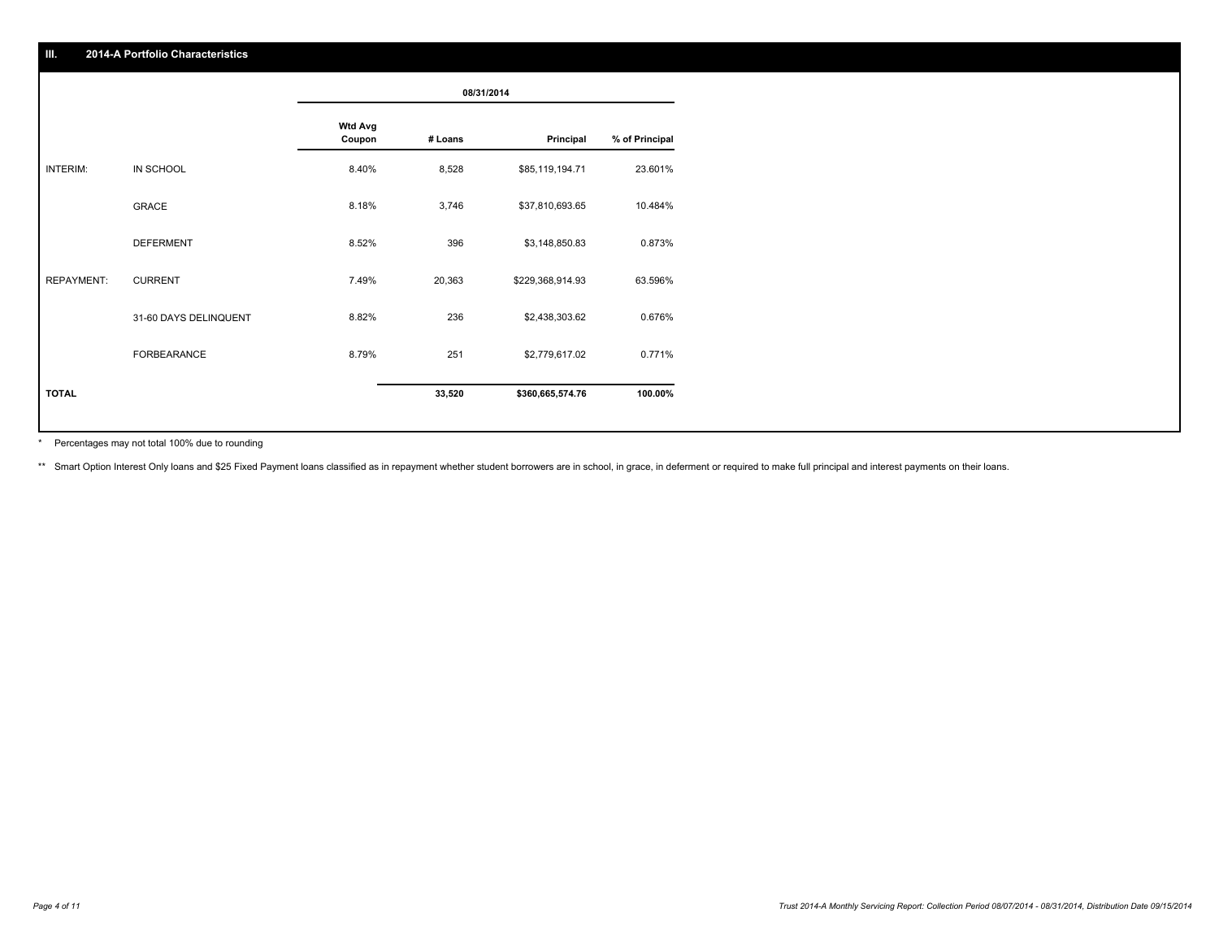## III. 2014-A Portfolio Characteristics

| | | 08/31/2014 | | | |
|---|---|---|---|---|---|
| | | Wtd Avg Coupon | # Loans | Principal | % of Principal |
| INTERIM: | IN SCHOOL | 8.40% | 8,528 | $85,119,194.71 | 23.601% |
| | GRACE | 8.18% | 3,746 | $37,810,693.65 | 10.484% |
| | DEFERMENT | 8.52% | 396 | $3,148,850.83 | 0.873% |
| REPAYMENT: | CURRENT | 7.49% | 20,363 | $229,368,914.93 | 63.596% |
| | 31-60 DAYS DELINQUENT | 8.82% | 236 | $2,438,303.62 | 0.676% |
| | FORBEARANCE | 8.79% | 251 | $2,779,617.02 | 0.771% |
| **TOTAL** | | | **33,520** | **$360,665,574.76** | **100.00%** |

\* Percentages may not total 100% due to rounding

\*\* Smart Option Interest Only loans and $25 Fixed Payment loans classified as in repayment whether student borrowers are in school, in grace, in deferment or required to make full principal and interest payments on their loans.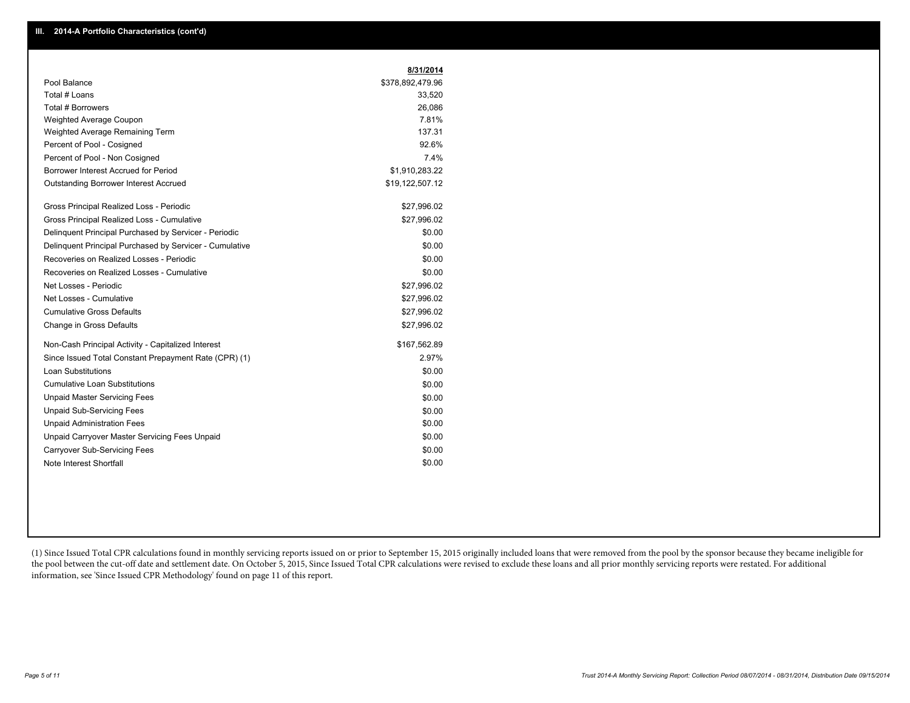## III. 2014-A Portfolio Characteristics (cont'd)

| | 8/31/2014 |
|---|---|
| Pool Balance | $378,892,479.96 |
| Total # Loans | 33,520 |
| Total # Borrowers | 26,086 |
| Weighted Average Coupon | 7.81% |
| Weighted Average Remaining Term | 137.31 |
| Percent of Pool - Cosigned | 92.6% |
| Percent of Pool - Non Cosigned | 7.4% |
| Borrower Interest Accrued for Period | $1,910,283.22 |
| Outstanding Borrower Interest Accrued | $19,122,507.12 |
| Gross Principal Realized Loss - Periodic | $27,996.02 |
| Gross Principal Realized Loss - Cumulative | $27,996.02 |
| Delinquent Principal Purchased by Servicer - Periodic | $0.00 |
| Delinquent Principal Purchased by Servicer - Cumulative | $0.00 |
| Recoveries on Realized Losses - Periodic | $0.00 |
| Recoveries on Realized Losses - Cumulative | $0.00 |
| Net Losses - Periodic | $27,996.02 |
| Net Losses - Cumulative | $27,996.02 |
| Cumulative Gross Defaults | $27,996.02 |
| Change in Gross Defaults | $27,996.02 |
| Non-Cash Principal Activity - Capitalized Interest | $167,562.89 |
| Since Issued Total Constant Prepayment Rate (CPR) (1) | 2.97% |
| Loan Substitutions | $0.00 |
| Cumulative Loan Substitutions | $0.00 |
| Unpaid Master Servicing Fees | $0.00 |
| Unpaid Sub-Servicing Fees | $0.00 |
| Unpaid Administration Fees | $0.00 |
| Unpaid Carryover Master Servicing Fees Unpaid | $0.00 |
| Carryover Sub-Servicing Fees | $0.00 |
| Note Interest Shortfall | $0.00 |

(1) Since Issued Total CPR calculations found in monthly servicing reports issued on or prior to September 15, 2015 originally included loans that were removed from the pool by the sponsor because they became ineligible for the pool between the cut-off date and settlement date. On October 5, 2015, Since Issued Total CPR calculations were revised to exclude these loans and all prior monthly servicing reports were restated. For additional information, see 'Since Issued CPR Methodology' found on page 11 of this report.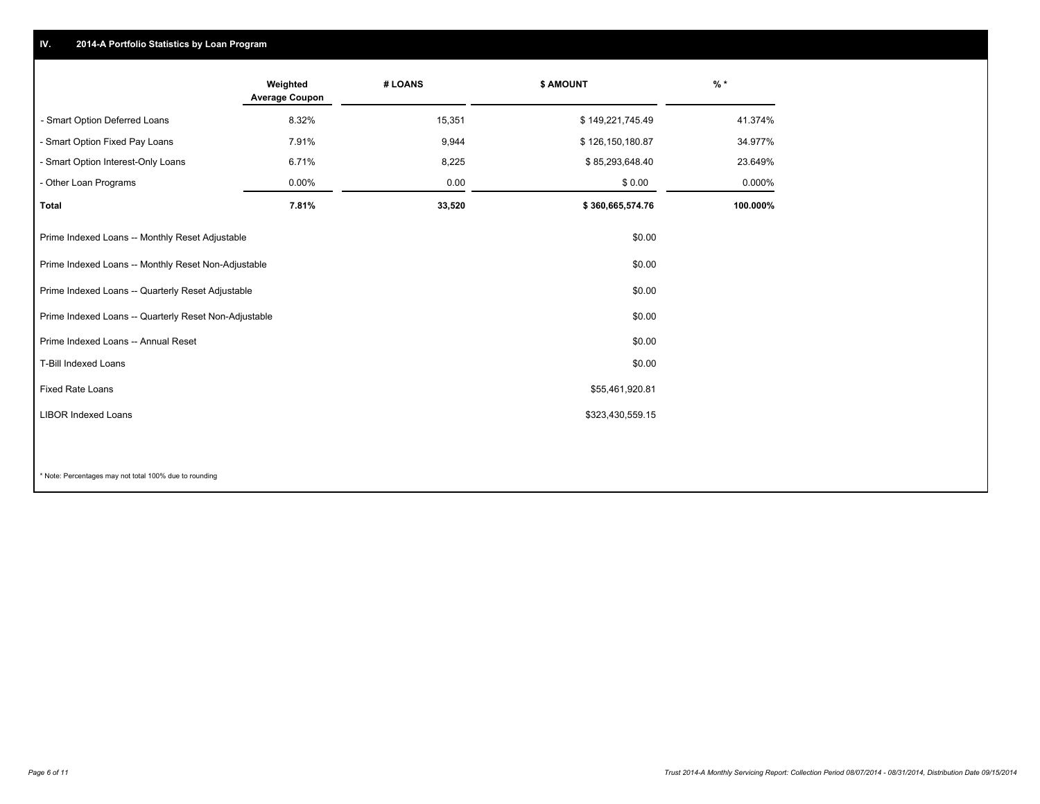## IV. 2014-A Portfolio Statistics by Loan Program

| | Weighted Average Coupon | # LOANS | $ AMOUNT | % * |
|---|---|---|---|---|
| - Smart Option Deferred Loans | 8.32% | 15,351 | $ 149,221,745.49 | 41.374% |
| - Smart Option Fixed Pay Loans | 7.91% | 9,944 | $ 126,150,180.87 | 34.977% |
| - Smart Option Interest-Only Loans | 6.71% | 8,225 | $ 85,293,648.40 | 23.649% |
| - Other Loan Programs | 0.00% | 0.00 | $ 0.00 | 0.000% |
| **Total** | **7.81%** | **33,520** | **$ 360,665,574.76** | **100.000%** |

| | |
|---|---|
| Prime Indexed Loans -- Monthly Reset Adjustable | $0.00 |
| Prime Indexed Loans -- Monthly Reset Non-Adjustable | $0.00 |
| Prime Indexed Loans -- Quarterly Reset Adjustable | $0.00 |
| Prime Indexed Loans -- Quarterly Reset Non-Adjustable | $0.00 |
| Prime Indexed Loans -- Annual Reset | $0.00 |
| T-Bill Indexed Loans | $0.00 |
| Fixed Rate Loans | $55,461,920.81 |
| LIBOR Indexed Loans | $323,430,559.15 |

* Note: Percentages may not total 100% due to rounding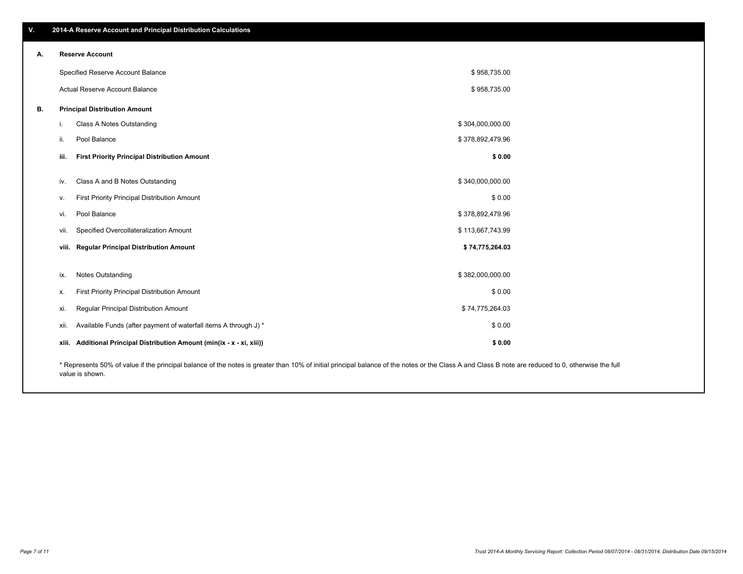## V. 2014-A Reserve Account and Principal Distribution Calculations

### A. Reserve Account

| | |
|---|---|
| Specified Reserve Account Balance | $ 958,735.00 |
| Actual Reserve Account Balance | $ 958,735.00 |

### B. Principal Distribution Amount

| | | |
|---|---|---|
| i. | Class A Notes Outstanding | $ 304,000,000.00 |
| ii. | Pool Balance | $ 378,892,479.96 |
| **iii.** | **First Priority Principal Distribution Amount** | **$ 0.00** |
| iv. | Class A and B Notes Outstanding | $ 340,000,000.00 |
| v. | First Priority Principal Distribution Amount | $ 0.00 |
| vi. | Pool Balance | $ 378,892,479.96 |
| vii. | Specified Overcollateralization Amount | $ 113,667,743.99 |
| **viii.** | **Regular Principal Distribution Amount** | **$ 74,775,264.03** |
| ix. | Notes Outstanding | $ 382,000,000.00 |
| x. | First Priority Principal Distribution Amount | $ 0.00 |
| xi. | Regular Principal Distribution Amount | $ 74,775,264.03 |
| xii. | Available Funds (after payment of waterfall items A through J) * | $ 0.00 |
| **xiii.** | **Additional Principal Distribution Amount (min(ix - x - xi, xiii))** | **$ 0.00** |

* Represents 50% of value if the principal balance of the notes is greater than 10% of initial principal balance of the notes or the Class A and Class B note are reduced to 0, otherwise the full value is shown.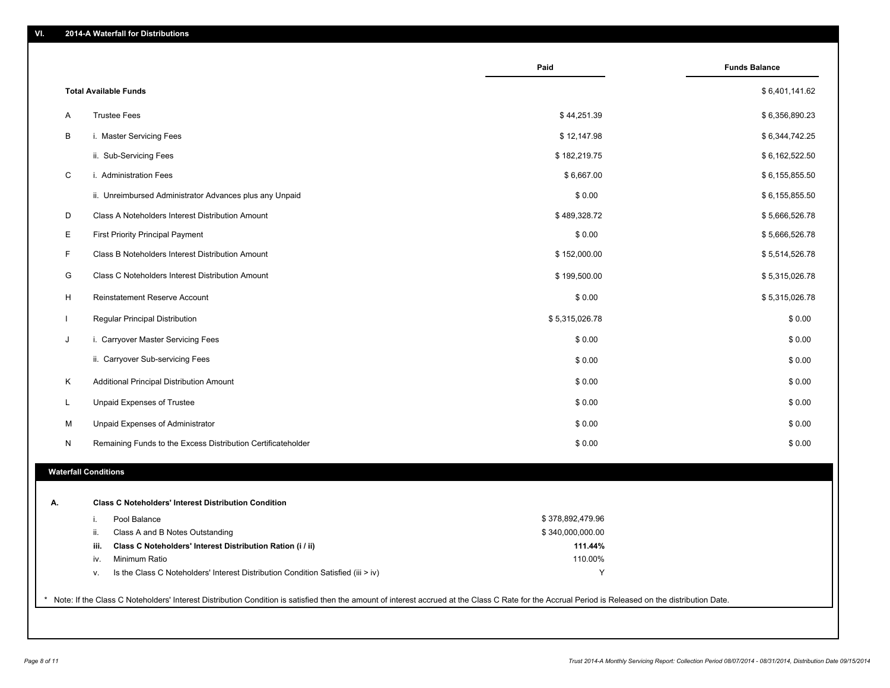## VI. 2014-A Waterfall for Distributions

| | | Paid | Funds Balance |
|---|---|---|---|
| | **Total Available Funds** | | $ 6,401,141.62 |
| A | Trustee Fees | $ 44,251.39 | $ 6,356,890.23 |
| B | i. Master Servicing Fees | $ 12,147.98 | $ 6,344,742.25 |
| | ii. Sub-Servicing Fees | $ 182,219.75 | $ 6,162,522.50 |
| C | i. Administration Fees | $ 6,667.00 | $ 6,155,855.50 |
| | ii. Unreimbursed Administrator Advances plus any Unpaid | $ 0.00 | $ 6,155,855.50 |
| D | Class A Noteholders Interest Distribution Amount | $ 489,328.72 | $ 5,666,526.78 |
| E | First Priority Principal Payment | $ 0.00 | $ 5,666,526.78 |
| F | Class B Noteholders Interest Distribution Amount | $ 152,000.00 | $ 5,514,526.78 |
| G | Class C Noteholders Interest Distribution Amount | $ 199,500.00 | $ 5,315,026.78 |
| H | Reinstatement Reserve Account | $ 0.00 | $ 5,315,026.78 |
| I | Regular Principal Distribution | $ 5,315,026.78 | $ 0.00 |
| J | i. Carryover Master Servicing Fees | $ 0.00 | $ 0.00 |
| | ii. Carryover Sub-servicing Fees | $ 0.00 | $ 0.00 |
| K | Additional Principal Distribution Amount | $ 0.00 | $ 0.00 |
| L | Unpaid Expenses of Trustee | $ 0.00 | $ 0.00 |
| M | Unpaid Expenses of Administrator | $ 0.00 | $ 0.00 |
| N | Remaining Funds to the Excess Distribution Certificateholder | $ 0.00 | $ 0.00 |

### Waterfall Conditions

**A. Class C Noteholders' Interest Distribution Condition**

| | | |
|---|---|---|
| i. | Pool Balance | $ 378,892,479.96 |
| ii. | Class A and B Notes Outstanding | $ 340,000,000.00 |
| **iii.** | **Class C Noteholders' Interest Distribution Ration (i / ii)** | **111.44%** |
| iv. | Minimum Ratio | 110.00% |
| v. | Is the Class C Noteholders' Interest Distribution Condition Satisfied (iii > iv) | Y |

* Note: If the Class C Noteholders' Interest Distribution Condition is satisfied then the amount of interest accrued at the Class C Rate for the Accrual Period is Released on the distribution Date.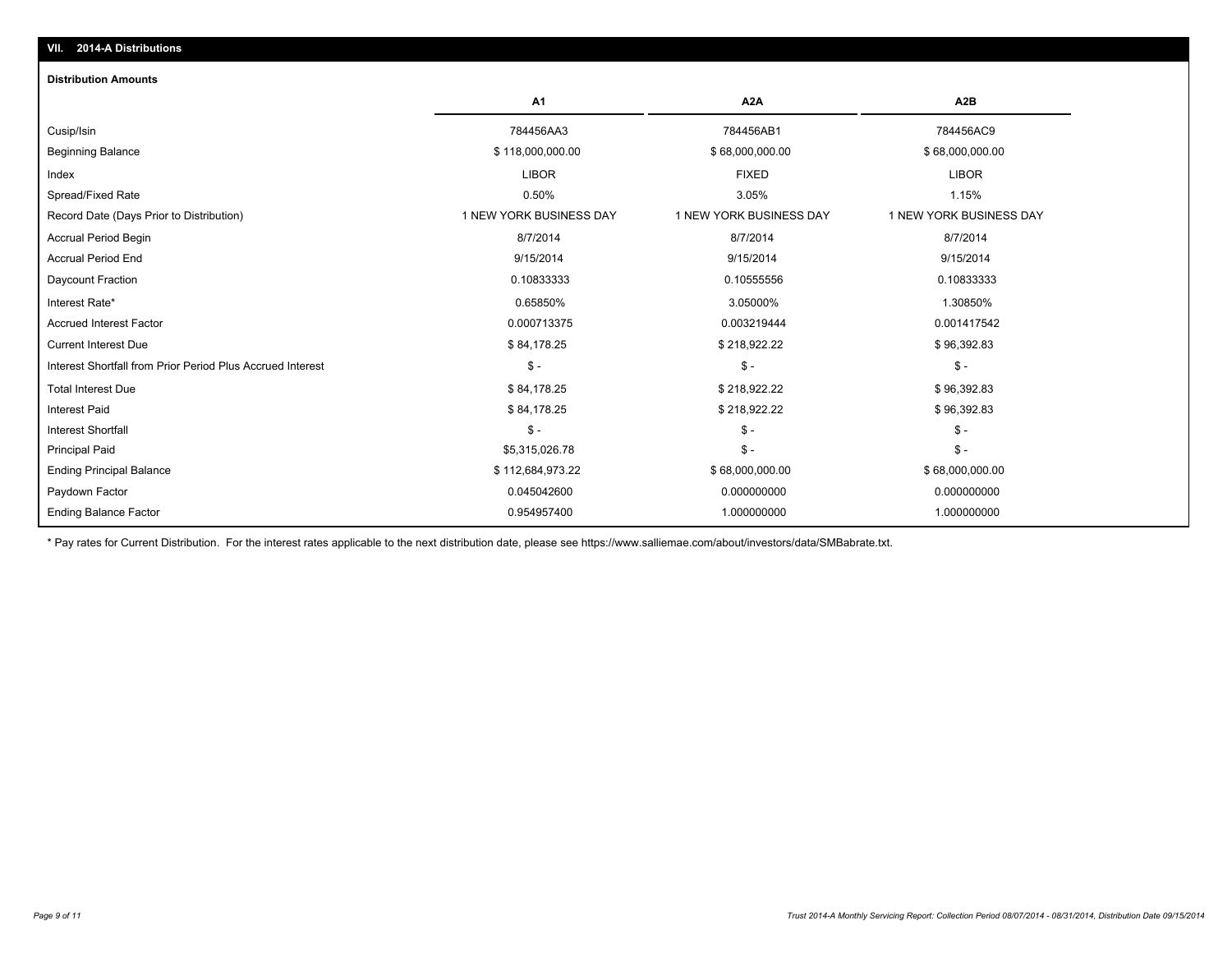## VII. 2014-A Distributions

### Distribution Amounts

| | A1 | A2A | A2B |
|---|---|---|---|
| Cusip/Isin | 784456AA3 | 784456AB1 | 784456AC9 |
| Beginning Balance | $ 118,000,000.00 | $ 68,000,000.00 | $ 68,000,000.00 |
| Index | LIBOR | FIXED | LIBOR |
| Spread/Fixed Rate | 0.50% | 3.05% | 1.15% |
| Record Date (Days Prior to Distribution) | 1 NEW YORK BUSINESS DAY | 1 NEW YORK BUSINESS DAY | 1 NEW YORK BUSINESS DAY |
| Accrual Period Begin | 8/7/2014 | 8/7/2014 | 8/7/2014 |
| Accrual Period End | 9/15/2014 | 9/15/2014 | 9/15/2014 |
| Daycount Fraction | 0.10833333 | 0.10555556 | 0.10833333 |
| Interest Rate* | 0.65850% | 3.05000% | 1.30850% |
| Accrued Interest Factor | 0.000713375 | 0.003219444 | 0.001417542 |
| Current Interest Due | $ 84,178.25 | $ 218,922.22 | $ 96,392.83 |
| Interest Shortfall from Prior Period Plus Accrued Interest | $ - | $ - | $ - |
| Total Interest Due | $ 84,178.25 | $ 218,922.22 | $ 96,392.83 |
| Interest Paid | $ 84,178.25 | $ 218,922.22 | $ 96,392.83 |
| Interest Shortfall | $ - | $ - | $ - |
| Principal Paid | $5,315,026.78 | $ - | $ - |
| Ending Principal Balance | $ 112,684,973.22 | $ 68,000,000.00 | $ 68,000,000.00 |
| Paydown Factor | 0.045042600 | 0.000000000 | 0.000000000 |
| Ending Balance Factor | 0.954957400 | 1.000000000 | 1.000000000 |

* Pay rates for Current Distribution. For the interest rates applicable to the next distribution date, please see https://www.salliemae.com/about/investors/data/SMBabrate.txt.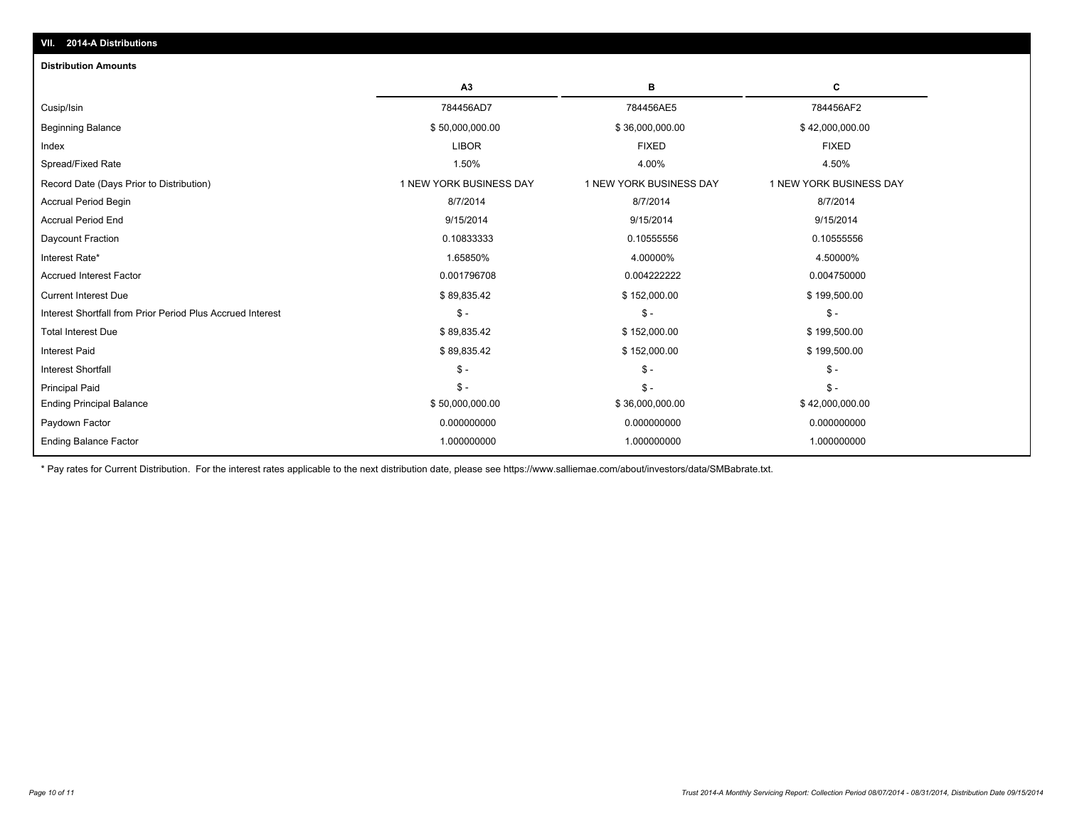## VII. 2014-A Distributions

### Distribution Amounts

| | A3 | B | C |
|---|---|---|---|
| Cusip/Isin | 784456AD7 | 784456AE5 | 784456AF2 |
| Beginning Balance | $ 50,000,000.00 | $ 36,000,000.00 | $ 42,000,000.00 |
| Index | LIBOR | FIXED | FIXED |
| Spread/Fixed Rate | 1.50% | 4.00% | 4.50% |
| Record Date (Days Prior to Distribution) | 1 NEW YORK BUSINESS DAY | 1 NEW YORK BUSINESS DAY | 1 NEW YORK BUSINESS DAY |
| Accrual Period Begin | 8/7/2014 | 8/7/2014 | 8/7/2014 |
| Accrual Period End | 9/15/2014 | 9/15/2014 | 9/15/2014 |
| Daycount Fraction | 0.10833333 | 0.10555556 | 0.10555556 |
| Interest Rate* | 1.65850% | 4.00000% | 4.50000% |
| Accrued Interest Factor | 0.001796708 | 0.004222222 | 0.004750000 |
| Current Interest Due | $ 89,835.42 | $ 152,000.00 | $ 199,500.00 |
| Interest Shortfall from Prior Period Plus Accrued Interest | $ - | $ - | $ - |
| Total Interest Due | $ 89,835.42 | $ 152,000.00 | $ 199,500.00 |
| Interest Paid | $ 89,835.42 | $ 152,000.00 | $ 199,500.00 |
| Interest Shortfall | $ - | $ - | $ - |
| Principal Paid | $ - | $ - | $ - |
| Ending Principal Balance | $ 50,000,000.00 | $ 36,000,000.00 | $ 42,000,000.00 |
| Paydown Factor | 0.000000000 | 0.000000000 | 0.000000000 |
| Ending Balance Factor | 1.000000000 | 1.000000000 | 1.000000000 |

* Pay rates for Current Distribution. For the interest rates applicable to the next distribution date, please see https://www.salliemae.com/about/investors/data/SMBabrate.txt.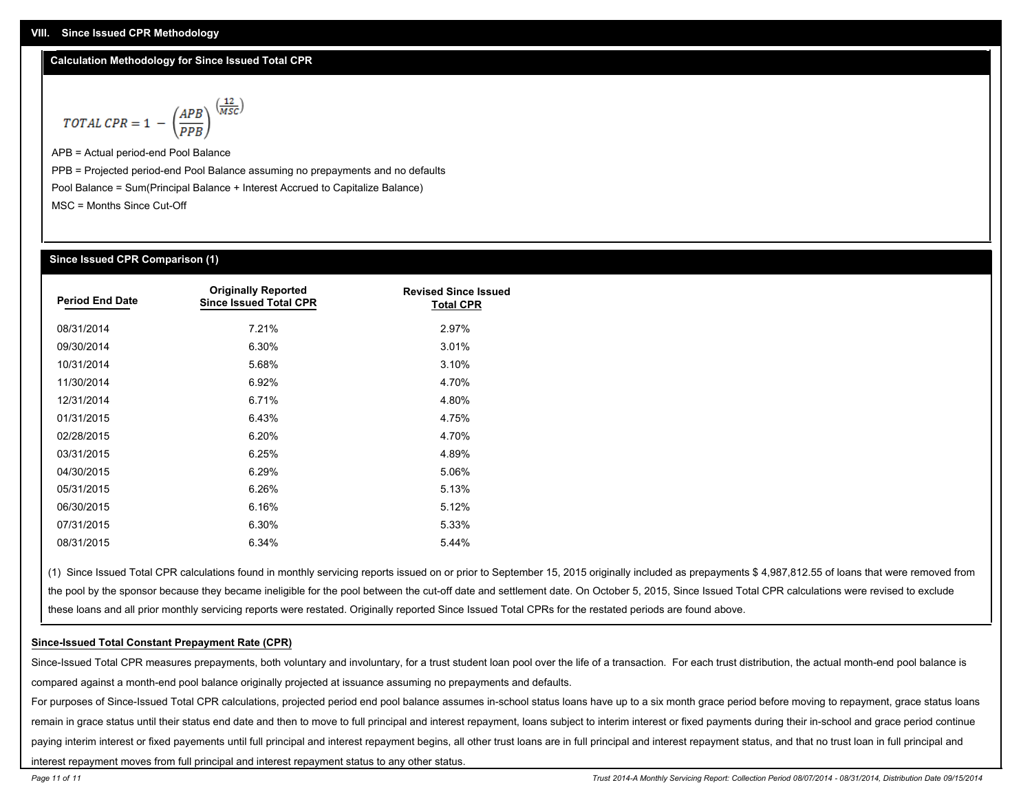## VIII. Since Issued CPR Methodology

### Calculation Methodology for Since Issued Total CPR

$$TOTAL\ CPR = 1 - \left(\frac{APB}{PPB}\right)^{\left(\frac{12}{MSC}\right)}$$

APB = Actual period-end Pool Balance

PPB = Projected period-end Pool Balance assuming no prepayments and no defaults

Pool Balance = Sum(Principal Balance + Interest Accrued to Capitalize Balance)

MSC = Months Since Cut-Off

### Since Issued CPR Comparison (1)

| Period End Date | Originally Reported Since Issued Total CPR | Revised Since Issued Total CPR |
|---|---|---|
| 08/31/2014 | 7.21% | 2.97% |
| 09/30/2014 | 6.30% | 3.01% |
| 10/31/2014 | 5.68% | 3.10% |
| 11/30/2014 | 6.92% | 4.70% |
| 12/31/2014 | 6.71% | 4.80% |
| 01/31/2015 | 6.43% | 4.75% |
| 02/28/2015 | 6.20% | 4.70% |
| 03/31/2015 | 6.25% | 4.89% |
| 04/30/2015 | 6.29% | 5.06% |
| 05/31/2015 | 6.26% | 5.13% |
| 06/30/2015 | 6.16% | 5.12% |
| 07/31/2015 | 6.30% | 5.33% |
| 08/31/2015 | 6.34% | 5.44% |

(1) Since Issued Total CPR calculations found in monthly servicing reports issued on or prior to September 15, 2015 originally included as prepayments $ 4,987,812.55 of loans that were removed from the pool by the sponsor because they became ineligible for the pool between the cut-off date and settlement date. On October 5, 2015, Since Issued Total CPR calculations were revised to exclude these loans and all prior monthly servicing reports were restated. Originally reported Since Issued Total CPRs for the restated periods are found above.

**Since-Issued Total Constant Prepayment Rate (CPR)**

Since-Issued Total CPR measures prepayments, both voluntary and involuntary, for a trust student loan pool over the life of a transaction. For each trust distribution, the actual month-end pool balance is compared against a month-end pool balance originally projected at issuance assuming no prepayments and defaults.

For purposes of Since-Issued Total CPR calculations, projected period end pool balance assumes in-school status loans have up to a six month grace period before moving to repayment, grace status loans remain in grace status until their status end date and then to move to full principal and interest repayment, loans subject to interim interest or fixed payments during their in-school and grace period continue paying interim interest or fixed payements until full principal and interest repayment begins, all other trust loans are in full principal and interest repayment status, and that no trust loan in full principal and interest repayment moves from full principal and interest repayment status to any other status.